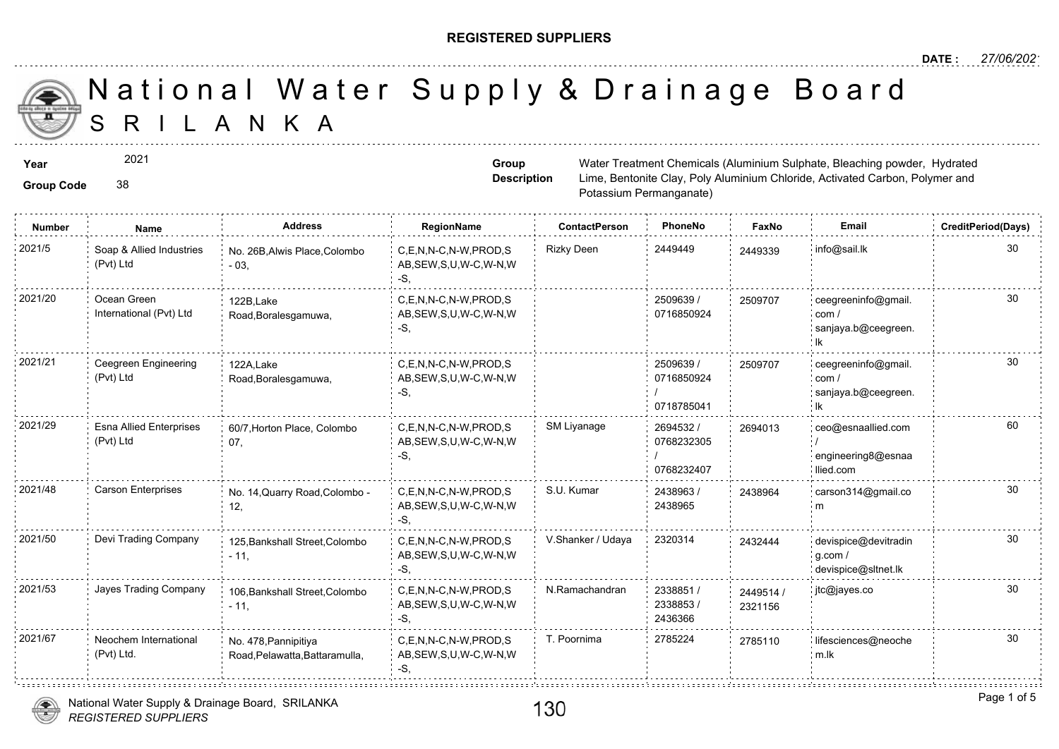**REGISTERED SUPPLIERS**

**DATE :** *27/06/2021*

# National Water Supply & Drainage Board
## SRI LANKA

**Year** 2021

**Group Code** 38

**Group Description** Water Treatment Chemicals (Aluminium Sulphate, Bleaching powder, Hydrated Lime, Bentonite Clay, Poly Aluminium Chloride, Activated Carbon, Polymer and Potassium Permanganate)

| Number | Name | Address | RegionName | ContactPerson | PhoneNo | FaxNo | Email | CreditPeriod(Days) |
|---|---|---|---|---|---|---|---|---|
| 2021/5 | Soap & Allied Industries (Pvt) Ltd | No. 26B,Alwis Place,Colombo - 03, | C,E,N,N-C,N-W,PROD,SAB,SEW,S,U,W-C,W-N,W-S, | Rizky Deen | 2449449 | 2449339 | info@sail.lk | 30 |
| 2021/20 | Ocean Green International (Pvt) Ltd | 122B,Lake Road,Boralesgamuwa, | C,E,N,N-C,N-W,PROD,SAB,SEW,S,U,W-C,W-N,W-S, | | 2509639 / 0716850924 | 2509707 | ceegreeninfo@gmail.com / sanjaya.b@ceegreen.lk | 30 |
| 2021/21 | Ceegreen Engineering (Pvt) Ltd | 122A,Lake Road,Boralesgamuwa, | C,E,N,N-C,N-W,PROD,SAB,SEW,S,U,W-C,W-N,W-S, | | 2509639 / 0716850924 / 0718785041 | 2509707 | ceegreeninfo@gmail.com / sanjaya.b@ceegreen.lk | 30 |
| 2021/29 | Esna Allied Enterprises (Pvt) Ltd | 60/7,Horton Place, Colombo 07, | C,E,N,N-C,N-W,PROD,SAB,SEW,S,U,W-C,W-N,W-S, | SM Liyanage | 2694532 / 0768232305 / 0768232407 | 2694013 | ceo@esnaallied.com / engineering8@esnaallied.com | 60 |
| 2021/48 | Carson Enterprises | No. 14,Quarry Road,Colombo - 12, | C,E,N,N-C,N-W,PROD,SAB,SEW,S,U,W-C,W-N,W-S, | S.U. Kumar | 2438963 / 2438965 | 2438964 | carson314@gmail.com | 30 |
| 2021/50 | Devi Trading Company | 125,Bankshall Street,Colombo - 11, | C,E,N,N-C,N-W,PROD,SAB,SEW,S,U,W-C,W-N,W-S, | V.Shanker / Udaya | 2320314 | 2432444 | devispice@devitrading.com / devispice@sltnet.lk | 30 |
| 2021/53 | Jayes Trading Company | 106,Bankshall Street,Colombo - 11, | C,E,N,N-C,N-W,PROD,SAB,SEW,S,U,W-C,W-N,W-S, | N.Ramachandran | 2338851 / 2338853 / 2436366 | 2449514 / 2321156 | jtc@jayes.co | 30 |
| 2021/67 | Neochem International (Pvt) Ltd. | No. 478,Pannipitiya Road,Pelawatta,Battaramulla, | C,E,N,N-C,N-W,PROD,SAB,SEW,S,U,W-C,W-N,W-S, | T. Poornima | 2785224 | 2785110 | lifesciences@neochem.lk | 30 |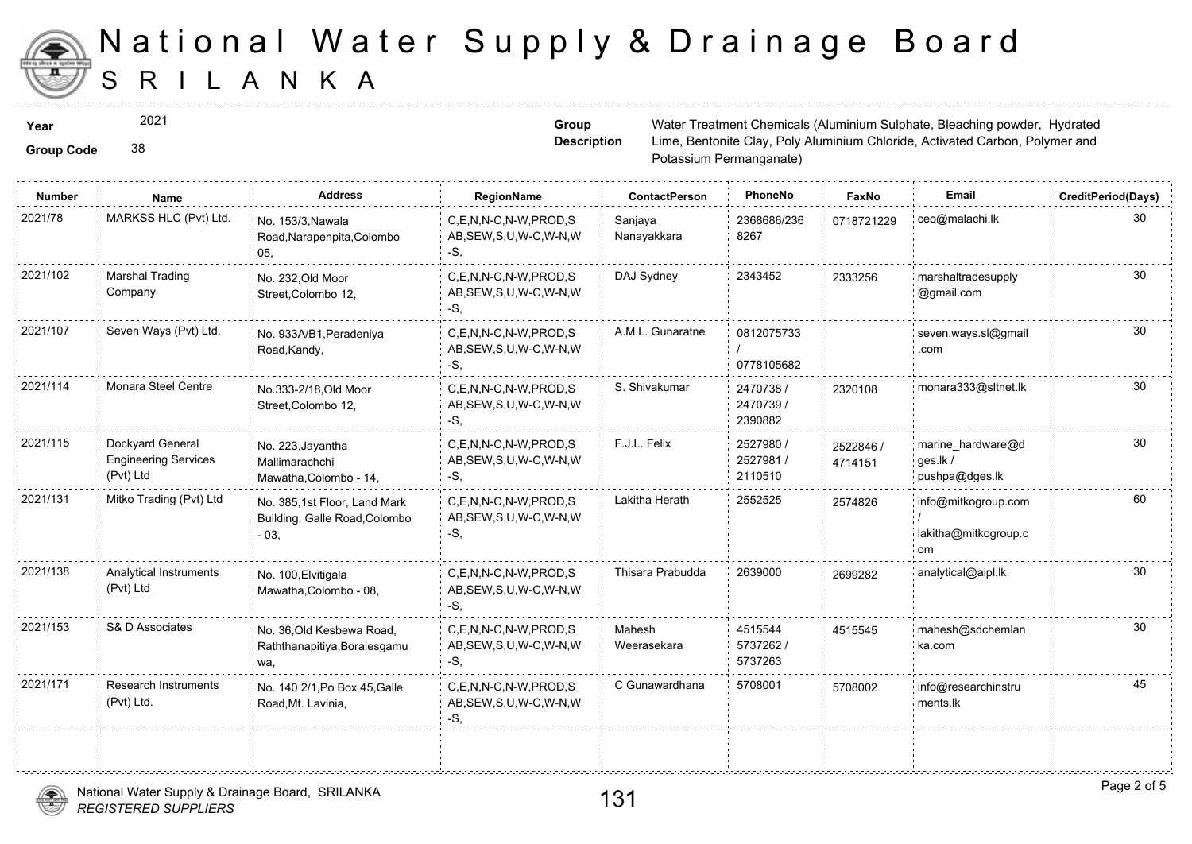# National Water Supply & Drainage Board
# SRILANKA

**Year** 2021

**Group Code** 38

**Group Description** Water Treatment Chemicals (Aluminium Sulphate, Bleaching powder, Hydrated Lime, Bentonite Clay, Poly Aluminium Chloride, Activated Carbon, Polymer and Potassium Permanganate)

| Number | Name | Address | RegionName | ContactPerson | PhoneNo | FaxNo | Email | CreditPeriod(Days) |
|---|---|---|---|---|---|---|---|---|
| 2021/78 | MARKSS HLC (Pvt) Ltd. | No. 153/3,Nawala Road,Narapenpita,Colombo 05, | C,E,N,N-C,N-W,PROD,SAB,SEW,S,U,W-C,W-N,W-S, | Sanjaya Nanayakkara | 2368686/2368267 | 0718721229 | ceo@malachi.lk | 30 |
| 2021/102 | Marshal Trading Company | No. 232,Old Moor Street,Colombo 12, | C,E,N,N-C,N-W,PROD,SAB,SEW,S,U,W-C,W-N,W-S, | DAJ Sydney | 2343452 | 2333256 | marshaltradesupply@gmail.com | 30 |
| 2021/107 | Seven Ways (Pvt) Ltd. | No. 933A/B1,Peradeniya Road,Kandy, | C,E,N,N-C,N-W,PROD,SAB,SEW,S,U,W-C,W-N,W-S, | A.M.L. Gunaratne | 0812075733 / 0778105682 | | seven.ways.sl@gmail.com | 30 |
| 2021/114 | Monara Steel Centre | No.333-2/18,Old Moor Street,Colombo 12, | C,E,N,N-C,N-W,PROD,SAB,SEW,S,U,W-C,W-N,W-S, | S. Shivakumar | 2470738 / 2470739 / 2390882 | 2320108 | monara333@sltnet.lk | 30 |
| 2021/115 | Dockyard General Engineering Services (Pvt) Ltd | No. 223,Jayantha Mallimarachchi Mawatha,Colombo - 14, | C,E,N,N-C,N-W,PROD,SAB,SEW,S,U,W-C,W-N,W-S, | F.J.L. Felix | 2527980 / 2527981 / 2110510 | 2522846 / 4714151 | marine_hardware@dges.lk / pushpa@dges.lk | 30 |
| 2021/131 | Mitko Trading (Pvt) Ltd | No. 385,1st Floor, Land Mark Building, Galle Road,Colombo - 03, | C,E,N,N-C,N-W,PROD,SAB,SEW,S,U,W-C,W-N,W-S, | Lakitha Herath | 2552525 | 2574826 | info@mitkogroup.com / lakitha@mitkogroup.com | 60 |
| 2021/138 | Analytical Instruments (Pvt) Ltd | No. 100,Elvitigala Mawatha,Colombo - 08, | C,E,N,N-C,N-W,PROD,SAB,SEW,S,U,W-C,W-N,W-S, | Thisara Prabudda | 2639000 | 2699282 | analytical@aipl.lk | 30 |
| 2021/153 | S& D Associates | No. 36,Old Kesbewa Road, Raththanapitiya,Boralesgamuwa, | C,E,N,N-C,N-W,PROD,SAB,SEW,S,U,W-C,W-N,W-S, | Mahesh Weerasekara | 4515544 5737262 / 5737263 | 4515545 | mahesh@sdchemlanka.com | 30 |
| 2021/171 | Research Instruments (Pvt) Ltd. | No. 140 2/1,Po Box 45,Galle Road,Mt. Lavinia, | C,E,N,N-C,N-W,PROD,SAB,SEW,S,U,W-C,W-N,W-S, | C Gunawardhana | 5708001 | 5708002 | info@researchinstruments.lk | 45 |

National Water Supply & Drainage Board, SRILANKA
*REGISTERED SUPPLIERS*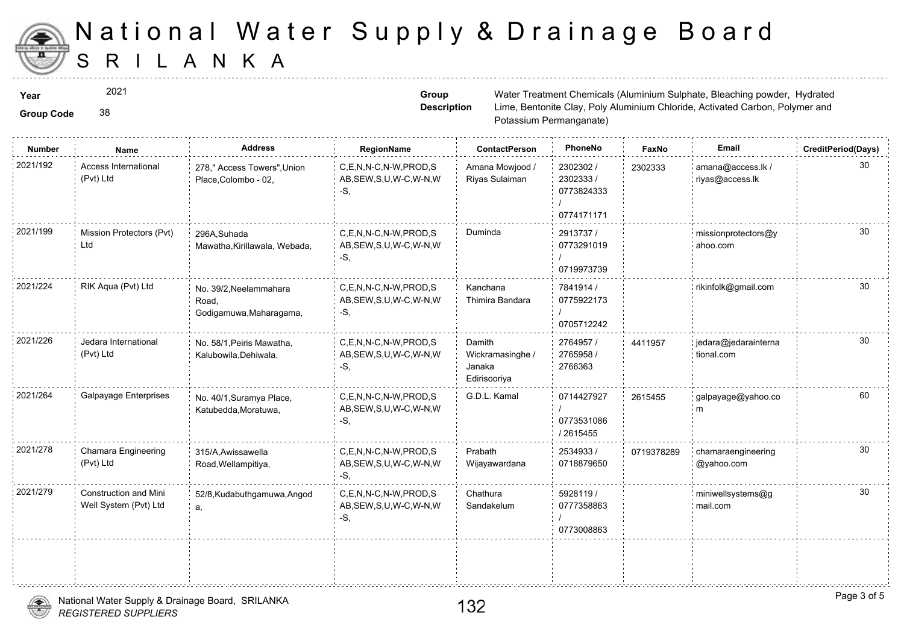# National Water Supply & Drainage Board
## SRILANKA

**Year** 2021

**Group Code** 38

**Group Description** Water Treatment Chemicals (Aluminium Sulphate, Bleaching powder, Hydrated Lime, Bentonite Clay, Poly Aluminium Chloride, Activated Carbon, Polymer and Potassium Permanganate)

| Number | Name | Address | RegionName | ContactPerson | PhoneNo | FaxNo | Email | CreditPeriod(Days) |
|---|---|---|---|---|---|---|---|---|
| 2021/192 | Access International (Pvt) Ltd | 278," Access Towers",Union Place,Colombo - 02, | C,E,N,N-C,N-W,PROD,SAB,SEW,S,U,W-C,W-N,W-S, | Amana Mowjood / Riyas Sulaiman | 2302302 / 2302333 / 0773824333 / 0774171171 | 2302333 | amana@access.lk / riyas@access.lk | 30 |
| 2021/199 | Mission Protectors (Pvt) Ltd | 296A,Suhada Mawatha,Kirillawala, Webada, | C,E,N,N-C,N-W,PROD,SAB,SEW,S,U,W-C,W-N,W-S, | Duminda | 2913737 / 0773291019 / 0719973739 | | missionprotectors@yahoo.com | 30 |
| 2021/224 | RIK Aqua (Pvt) Ltd | No. 39/2,Neelammahara Road, Godigamuwa,Maharagama, | C,E,N,N-C,N-W,PROD,SAB,SEW,S,U,W-C,W-N,W-S, | Kanchana Thimira Bandara | 7841914 / 0775922173 / 0705712242 | | rikinfolk@gmail.com | 30 |
| 2021/226 | Jedara International (Pvt) Ltd | No. 58/1,Peiris Mawatha, Kalubowila,Dehiwala, | C,E,N,N-C,N-W,PROD,SAB,SEW,S,U,W-C,W-N,W-S, | Damith Wickramasinghe / Janaka Edirisooriya | 2764957 / 2765958 / 2766363 | 4411957 | jedara@jedarainternational.com | 30 |
| 2021/264 | Galpayage Enterprises | No. 40/1,Suramya Place, Katubedda,Moratuwa, | C,E,N,N-C,N-W,PROD,SAB,SEW,S,U,W-C,W-N,W-S, | G.D.L. Kamal | 0714427927 / 0773531086 / 2615455 | 2615455 | galpayage@yahoo.com | 60 |
| 2021/278 | Chamara Engineering (Pvt) Ltd | 315/A,Awissawella Road,Wellampitiya, | C,E,N,N-C,N-W,PROD,SAB,SEW,S,U,W-C,W-N,W-S, | Prabath Wijayawardana | 2534933 / 0718879650 | 0719378289 | chamaraengineering@yahoo.com | 30 |
| 2021/279 | Construction and Mini Well System (Pvt) Ltd | 52/8,Kudabuthgamuwa,Angoda, | C,E,N,N-C,N-W,PROD,SAB,SEW,S,U,W-C,W-N,W-S, | Chathura Sandakelum | 5928119 / 0777358863 / 0773008863 | | miniwellsystems@gmail.com | 30 |

National Water Supply & Drainage Board, SRILANKA
*REGISTERED SUPPLIERS*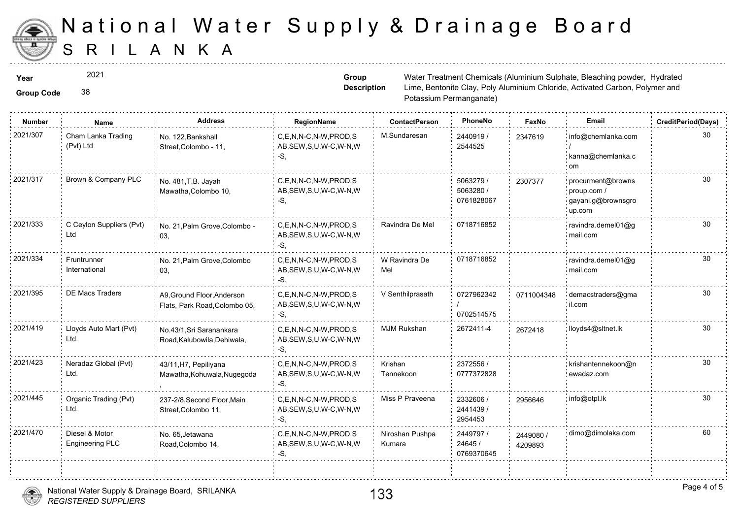# National Water Supply & Drainage Board
## SRILANKA

**Year** 2021

**Group Code** 38

**Group Description** Water Treatment Chemicals (Aluminium Sulphate, Bleaching powder, Hydrated Lime, Bentonite Clay, Poly Aluminium Chloride, Activated Carbon, Polymer and Potassium Permanganate)

| Number | Name | Address | RegionName | ContactPerson | PhoneNo | FaxNo | Email | CreditPeriod(Days) |
|---|---|---|---|---|---|---|---|---|
| 2021/307 | Cham Lanka Trading (Pvt) Ltd | No. 122,Bankshall Street,Colombo - 11, | C,E,N,N-C,N-W,PROD,SAB,SEW,S,U,W-C,W-N,W-S, | M.Sundaresan | 2440919 / 2544525 | 2347619 | info@chemlanka.com / kanna@chemlanka.com | 30 |
| 2021/317 | Brown & Company PLC | No. 481,T.B. Jayah Mawatha,Colombo 10, | C,E,N,N-C,N-W,PROD,SAB,SEW,S,U,W-C,W-N,W-S, | | 5063279 / 5063280 / 0761828067 | 2307377 | procurment@brownsproup.com / gayani.g@brownsgroup.com | 30 |
| 2021/333 | C Ceylon Suppliers (Pvt) Ltd | No. 21,Palm Grove,Colombo - 03, | C,E,N,N-C,N-W,PROD,SAB,SEW,S,U,W-C,W-N,W-S, | Ravindra De Mel | 0718716852 | | ravindra.demel01@gmail.com | 30 |
| 2021/334 | Fruntrunner International | No. 21,Palm Grove,Colombo 03, | C,E,N,N-C,N-W,PROD,SAB,SEW,S,U,W-C,W-N,W-S, | W Ravindra De Mel | 0718716852 | | ravindra.demel01@gmail.com | 30 |
| 2021/395 | DE Macs Traders | A9,Ground Floor,Anderson Flats, Park Road,Colombo 05, | C,E,N,N-C,N-W,PROD,SAB,SEW,S,U,W-C,W-N,W-S, | V Senthilprasath | 0727962342 / 0702514575 | 0711004348 | demacstraders@gmail.com | 30 |
| 2021/419 | Lloyds Auto Mart (Pvt) Ltd. | No.43/1,Sri Saranankara Road,Kalubowila,Dehiwala, | C,E,N,N-C,N-W,PROD,SAB,SEW,S,U,W-C,W-N,W-S, | MJM Rukshan | 2672411-4 | 2672418 | lloyds4@sltnet.lk | 30 |
| 2021/423 | Neradaz Global (Pvt) Ltd. | 43/11,H7, Pepiliyana Mawatha,Kohuwala,Nugegoda, | C,E,N,N-C,N-W,PROD,SAB,SEW,S,U,W-C,W-N,W-S, | Krishan Tennekoon | 2372556 / 0777372828 | | krishantennekoon@newadaz.com | 30 |
| 2021/445 | Organic Trading (Pvt) Ltd. | 237-2/8,Second Floor,Main Street,Colombo 11, | C,E,N,N-C,N-W,PROD,SAB,SEW,S,U,W-C,W-N,W-S, | Miss P Praveena | 2332606 / 2441439 / 2954453 | 2956646 | info@otpl.lk | 30 |
| 2021/470 | Diesel & Motor Engineering PLC | No. 65,Jetawana Road,Colombo 14, | C,E,N,N-C,N-W,PROD,SAB,SEW,S,U,W-C,W-N,W-S, | Niroshan Pushpa Kumara | 2449797 / 24645 / 0769370645 | 2449080 / 4209893 | dimo@dimolaka.com | 60 |

National Water Supply & Drainage Board, SRILANKA
*REGISTERED SUPPLIERS*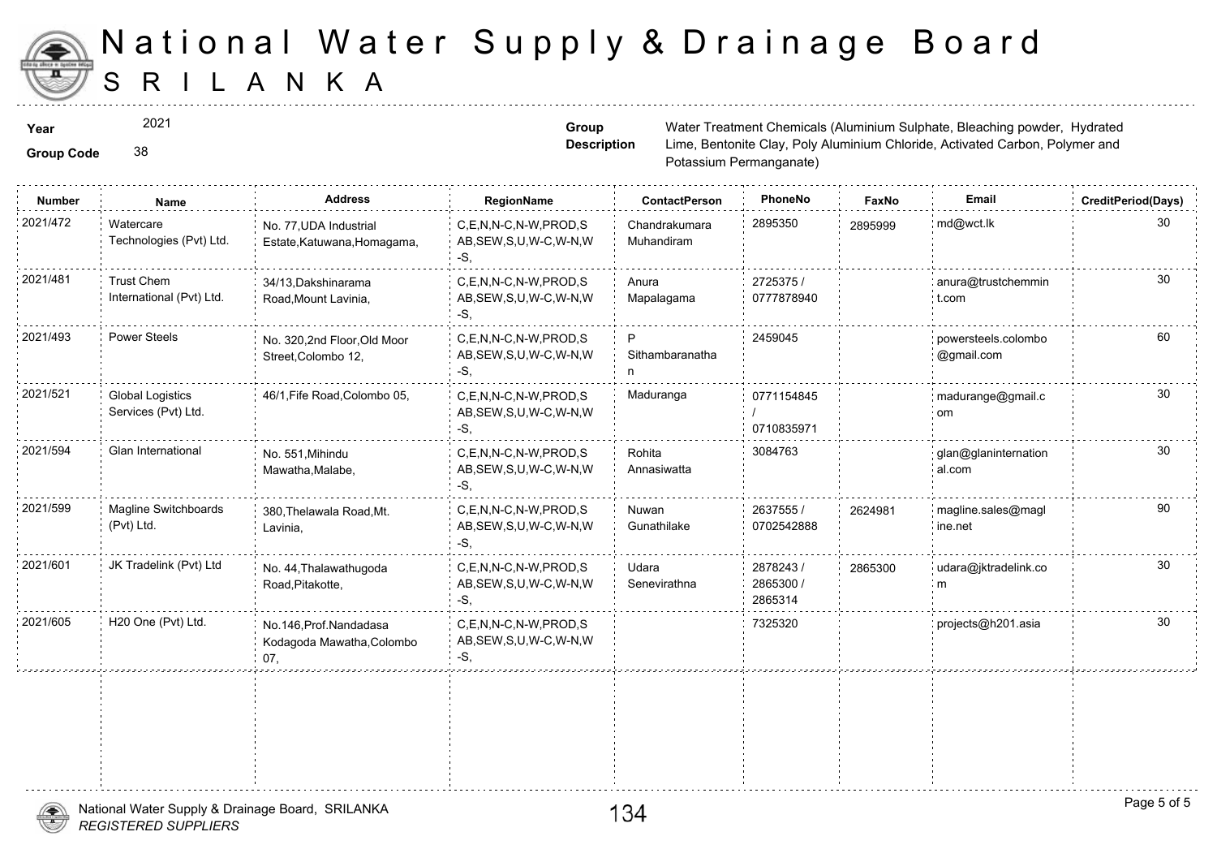# National Water Supply & Drainage Board
## SRI LANKA

**Year** 2021

**Group Code** 38

**Group Description** Water Treatment Chemicals (Aluminium Sulphate, Bleaching powder, Hydrated Lime, Bentonite Clay, Poly Aluminium Chloride, Activated Carbon, Polymer and Potassium Permanganate)

| Number | Name | Address | RegionName | ContactPerson | PhoneNo | FaxNo | Email | CreditPeriod(Days) |
|---|---|---|---|---|---|---|---|---|
| 2021/472 | Watercare Technologies (Pvt) Ltd. | No. 77,UDA Industrial Estate,Katuwana,Homagama, | C,E,N,N-C,N-W,PROD,SAB,SEW,S,U,W-C,W-N,W-S, | Chandrakumara Muhandiram | 2895350 | 2895999 | md@wct.lk | 30 |
| 2021/481 | Trust Chem International (Pvt) Ltd. | 34/13,Dakshinarama Road,Mount Lavinia, | C,E,N,N-C,N-W,PROD,SAB,SEW,S,U,W-C,W-N,W-S, | Anura Mapalagama | 2725375 / 0777878940 | | anura@trustchemmint.com | 30 |
| 2021/493 | Power Steels | No. 320,2nd Floor,Old Moor Street,Colombo 12, | C,E,N,N-C,N-W,PROD,SAB,SEW,S,U,W-C,W-N,W-S, | P Sithambaranathan | 2459045 | | powersteels.colombo@gmail.com | 60 |
| 2021/521 | Global Logistics Services (Pvt) Ltd. | 46/1,Fife Road,Colombo 05, | C,E,N,N-C,N-W,PROD,SAB,SEW,S,U,W-C,W-N,W-S, | Maduranga | 0771154845 / 0710835971 | | madurange@gmail.com | 30 |
| 2021/594 | Glan International | No. 551,Mihindu Mawatha,Malabe, | C,E,N,N-C,N-W,PROD,SAB,SEW,S,U,W-C,W-N,W-S, | Rohita Annasiwatta | 3084763 | | glan@glaninternational.com | 30 |
| 2021/599 | Magline Switchboards (Pvt) Ltd. | 380,Thelawala Road,Mt. Lavinia, | C,E,N,N-C,N-W,PROD,SAB,SEW,S,U,W-C,W-N,W-S, | Nuwan Gunathilake | 2637555 / 0702542888 | 2624981 | magline.sales@magline.net | 90 |
| 2021/601 | JK Tradelink (Pvt) Ltd | No. 44,Thalawathugoda Road,Pitakotte, | C,E,N,N-C,N-W,PROD,SAB,SEW,S,U,W-C,W-N,W-S, | Udara Senevirathna | 2878243 / 2865300 / 2865314 | 2865300 | udara@jktradelink.com | 30 |
| 2021/605 | H20 One (Pvt) Ltd. | No.146,Prof.Nandadasa Kodagoda Mawatha,Colombo 07, | C,E,N,N-C,N-W,PROD,SAB,SEW,S,U,W-C,W-N,W-S, | | 7325320 | | projects@h201.asia | 30 |

National Water Supply & Drainage Board, SRILANKA
*REGISTERED SUPPLIERS*